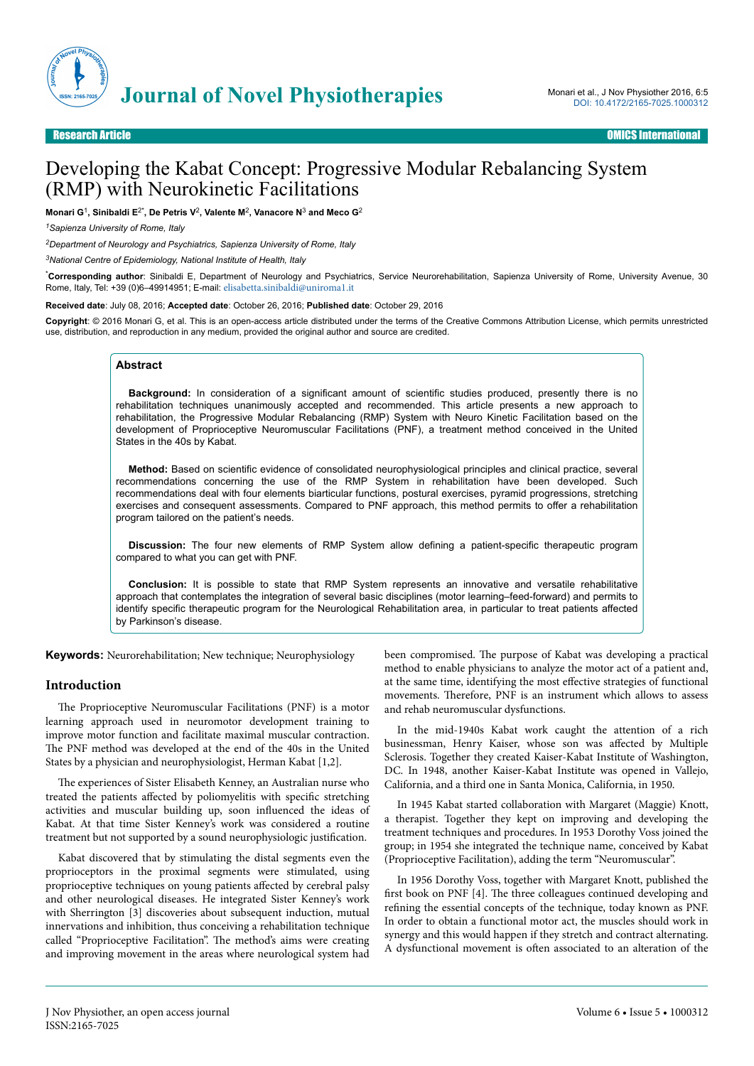Research Article

# Developing the Kabat Concept: Progressive Modular Rebalancing System (RMP) with Neurokinetic Facilitations

**Monari G**[1], **Sinibaldi E**[2*], **De Petris V**[2], **Valente M**[2], **Vanacore N**[3] **and Meco G**[2]

[1]*Sapienza University of Rome, Italy*

[2]*Department of Neurology and Psychiatrics, Sapienza University of Rome, Italy*

[3]*National Centre of Epidemiology, National Institute of Health, Italy*

[*]**Corresponding author**: Sinibaldi E, Department of Neurology and Psychiatrics, Service Neurorehabilitation, Sapienza University of Rome, University Avenue, 30 Rome, Italy, Tel: +39 (0)6–49914951; E-mail: elisabetta.sinibaldi@uniroma1.it

**Received date**: July 08, 2016; **Accepted date**: October 26, 2016; **Published date**: October 29, 2016

**Copyright**: © 2016 Monari G, et al. This is an open-access article distributed under the terms of the Creative Commons Attribution License, which permits unrestricted use, distribution, and reproduction in any medium, provided the original author and source are credited.

## Abstract

**Background:** In consideration of a significant amount of scientific studies produced, presently there is no rehabilitation techniques unanimously accepted and recommended. This article presents a new approach to rehabilitation, the Progressive Modular Rebalancing (RMP) System with Neuro Kinetic Facilitation based on the development of Proprioceptive Neuromuscular Facilitations (PNF), a treatment method conceived in the United States in the 40s by Kabat.

**Method:** Based on scientific evidence of consolidated neurophysiological principles and clinical practice, several recommendations concerning the use of the RMP System in rehabilitation have been developed. Such recommendations deal with four elements biarticular functions, postural exercises, pyramid progressions, stretching exercises and consequent assessments. Compared to PNF approach, this method permits to offer a rehabilitation program tailored on the patient's needs.

**Discussion:** The four new elements of RMP System allow defining a patient-specific therapeutic program compared to what you can get with PNF.

**Conclusion:** It is possible to state that RMP System represents an innovative and versatile rehabilitative approach that contemplates the integration of several basic disciplines (motor learning–feed-forward) and permits to identify specific therapeutic program for the Neurological Rehabilitation area, in particular to treat patients affected by Parkinson's disease.

**Keywords:** Neurorehabilitation; New technique; Neurophysiology

## Introduction

The Proprioceptive Neuromuscular Facilitations (PNF) is a motor learning approach used in neuromotor development training to improve motor function and facilitate maximal muscular contraction. The PNF method was developed at the end of the 40s in the United States by a physician and neurophysiologist, Herman Kabat [1,2].

The experiences of Sister Elisabeth Kenney, an Australian nurse who treated the patients affected by poliomyelitis with specific stretching activities and muscular building up, soon influenced the ideas of Kabat. At that time Sister Kenney's work was considered a routine treatment but not supported by a sound neurophysiologic justification.

Kabat discovered that by stimulating the distal segments even the proprioceptors in the proximal segments were stimulated, using proprioceptive techniques on young patients affected by cerebral palsy and other neurological diseases. He integrated Sister Kenney's work with Sherrington [3] discoveries about subsequent induction, mutual innervations and inhibition, thus conceiving a rehabilitation technique called "Proprioceptive Facilitation". The method's aims were creating and improving movement in the areas where neurological system had been compromised. The purpose of Kabat was developing a practical method to enable physicians to analyze the motor act of a patient and, at the same time, identifying the most effective strategies of functional movements. Therefore, PNF is an instrument which allows to assess and rehab neuromuscular dysfunctions.

In the mid-1940s Kabat work caught the attention of a rich businessman, Henry Kaiser, whose son was affected by Multiple Sclerosis. Together they created Kaiser-Kabat Institute of Washington, DC. In 1948, another Kaiser-Kabat Institute was opened in Vallejo, California, and a third one in Santa Monica, California, in 1950.

In 1945 Kabat started collaboration with Margaret (Maggie) Knott, a therapist. Together they kept on improving and developing the treatment techniques and procedures. In 1953 Dorothy Voss joined the group; in 1954 she integrated the technique name, conceived by Kabat (Proprioceptive Facilitation), adding the term "Neuromuscular".

In 1956 Dorothy Voss, together with Margaret Knott, published the first book on PNF [4]. The three colleagues continued developing and refining the essential concepts of the technique, today known as PNF. In order to obtain a functional motor act, the muscles should work in synergy and this would happen if they stretch and contract alternating. A dysfunctional movement is often associated to an alteration of the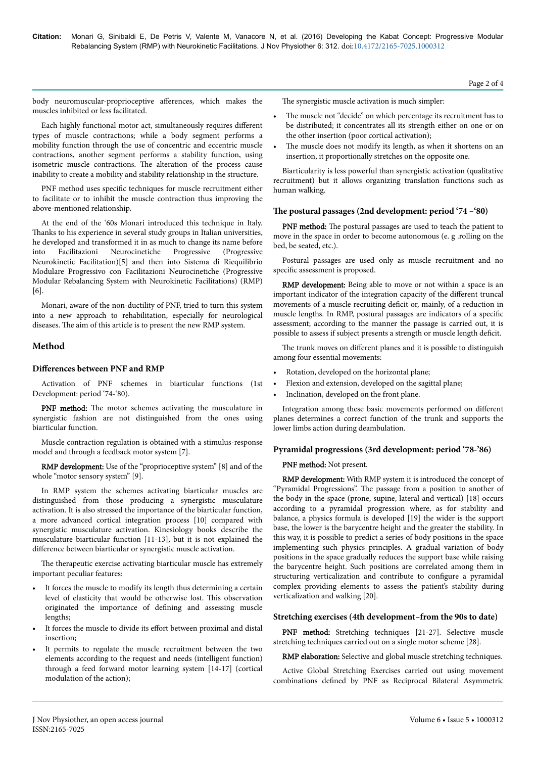body neuromuscular-proprioceptive afferences, which makes the muscles inhibited or less facilitated.

Each highly functional motor act, simultaneously requires different types of muscle contractions; while a body segment performs a mobility function through the use of concentric and eccentric muscle contractions, another segment performs a stability function, using isometric muscle contractions. The alteration of the process cause inability to create a mobility and stability relationship in the structure.

PNF method uses specific techniques for muscle recruitment either to facilitate or to inhibit the muscle contraction thus improving the above-mentioned relationship.

At the end of the '60s Monari introduced this technique in Italy. Thanks to his experience in several study groups in Italian universities, he developed and transformed it in as much to change its name before into Facilitazioni Neurocinetiche Progressive (Progressive Neurokinetic Facilitation)[5] and then into Sistema di Riequilibrio Modulare Progressivo con Facilitazioni Neurocinetiche (Progressive Modular Rebalancing System with Neurokinetic Facilitations) (RMP) [6].

Monari, aware of the non-ductility of PNF, tried to turn this system into a new approach to rehabilitation, especially for neurological diseases. The aim of this article is to present the new RMP system.

## Method

### Differences between PNF and RMP

Activation of PNF schemes in biarticular functions (1st Development: period '74-'80).

**PNF method:** The motor schemes activating the musculature in synergistic fashion are not distinguished from the ones using biarticular function.

Muscle contraction regulation is obtained with a stimulus-response model and through a feedback motor system [7].

**RMP development:** Use of the "proprioceptive system" [8] and of the whole "motor sensory system" [9].

In RMP system the schemes activating biarticular muscles are distinguished from those producing a synergistic musculature activation. It is also stressed the importance of the biarticular function, a more advanced cortical integration process [10] compared with synergistic musculature activation. Kinesiology books describe the musculature biarticular function [11-13], but it is not explained the difference between biarticular or synergistic muscle activation.

The therapeutic exercise activating biarticular muscle has extremely important peculiar features:

- It forces the muscle to modify its length thus determining a certain level of elasticity that would be otherwise lost. This observation originated the importance of defining and assessing muscle lengths;
- It forces the muscle to divide its effort between proximal and distal insertion;
- It permits to regulate the muscle recruitment between the two elements according to the request and needs (intelligent function) through a feed forward motor learning system [14-17] (cortical modulation of the action);

The synergistic muscle activation is much simpler:

- The muscle not "decide" on which percentage its recruitment has to be distributed; it concentrates all its strength either on one or on the other insertion (poor cortical activation);
- The muscle does not modify its length, as when it shortens on an insertion, it proportionally stretches on the opposite one.

Biarticularity is less powerful than synergistic activation (qualitative recruitment) but it allows organizing translation functions such as human walking.

### The postural passages (2nd development: period '74 –'80)

**PNF method:** The postural passages are used to teach the patient to move in the space in order to become autonomous (e. g .rolling on the bed, be seated, etc.).

Postural passages are used only as muscle recruitment and no specific assessment is proposed.

**RMP development:** Being able to move or not within a space is an important indicator of the integration capacity of the different truncal movements of a muscle recruiting deficit or, mainly, of a reduction in muscle lengths. In RMP, postural passages are indicators of a specific assessment; according to the manner the passage is carried out, it is possible to assess if subject presents a strength or muscle length deficit.

The trunk moves on different planes and it is possible to distinguish among four essential movements:

- Rotation, developed on the horizontal plane;
- Flexion and extension, developed on the sagittal plane;
- Inclination, developed on the front plane.

Integration among these basic movements performed on different planes determines a correct function of the trunk and supports the lower limbs action during deambulation.

### Pyramidal progressions (3rd development: period '78-'86)

**PNF method:** Not present.

**RMP development:** With RMP system it is introduced the concept of "Pyramidal Progressions". The passage from a position to another of the body in the space (prone, supine, lateral and vertical) [18] occurs according to a pyramidal progression where, as for stability and balance, a physics formula is developed [19] the wider is the support base, the lower is the barycentre height and the greater the stability. In this way, it is possible to predict a series of body positions in the space implementing such physics principles. A gradual variation of body positions in the space gradually reduces the support base while raising the barycentre height. Such positions are correlated among them in structuring verticalization and contribute to configure a pyramidal complex providing elements to assess the patient's stability during verticalization and walking [20].

### Stretching exercises (4th development–from the 90s to date)

**PNF method:** Stretching techniques [21-27]. Selective muscle stretching techniques carried out on a single motor scheme [28].

**RMP elaboration:** Selective and global muscle stretching techniques.

Active Global Stretching Exercises carried out using movement combinations defined by PNF as Reciprocal Bilateral Asymmetric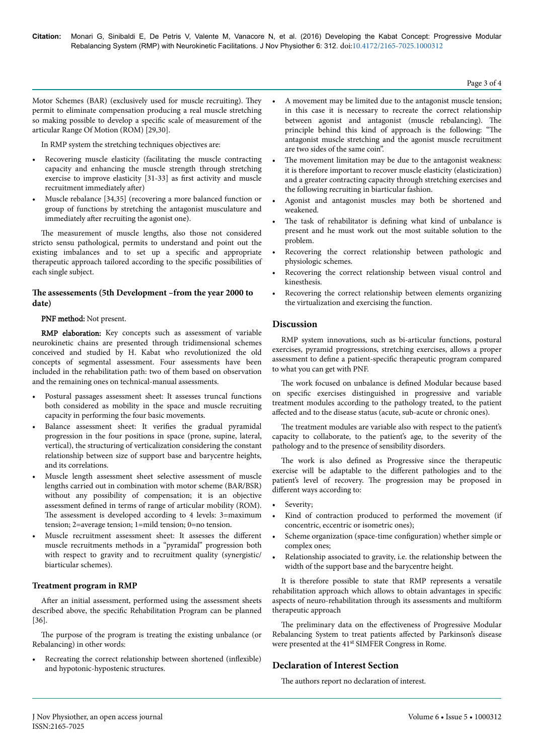Motor Schemes (BAR) (exclusively used for muscle recruiting). They permit to eliminate compensation producing a real muscle stretching so making possible to develop a specific scale of measurement of the articular Range Of Motion (ROM) [29,30].

In RMP system the stretching techniques objectives are:

- Recovering muscle elasticity (facilitating the muscle contracting capacity and enhancing the muscle strength through stretching exercise to improve elasticity [31-33] as first activity and muscle recruitment immediately after)
- Muscle rebalance [34,35] (recovering a more balanced function or group of functions by stretching the antagonist musculature and immediately after recruiting the agonist one).

The measurement of muscle lengths, also those not considered stricto sensu pathological, permits to understand and point out the existing imbalances and to set up a specific and appropriate therapeutic approach tailored according to the specific possibilities of each single subject.

### The assessements (5th Development –from the year 2000 to date)

PNF method: Not present.

RMP elaboration: Key concepts such as assessment of variable neurokinetic chains are presented through tridimensional schemes conceived and studied by H. Kabat who revolutionized the old concepts of segmental assessment. Four assessments have been included in the rehabilitation path: two of them based on observation and the remaining ones on technical-manual assessments.

- Postural passages assessment sheet: It assesses truncal functions both considered as mobility in the space and muscle recruiting capacity in performing the four basic movements.
- Balance assessment sheet: It verifies the gradual pyramidal progression in the four positions in space (prone, supine, lateral, vertical), the structuring of verticalization considering the constant relationship between size of support base and barycentre heights, and its correlations.
- Muscle length assessment sheet selective assessment of muscle lengths carried out in combination with motor scheme (BAR/BSR) without any possibility of compensation; it is an objective assessment defined in terms of range of articular mobility (ROM). The assessment is developed according to 4 levels: 3=maximum tension; 2=average tension; 1=mild tension; 0=no tension.
- Muscle recruitment assessment sheet: It assesses the different muscle recruitments methods in a "pyramidal" progression both with respect to gravity and to recruitment quality (synergistic/biarticular schemes).

### Treatment program in RMP

After an initial assessment, performed using the assessment sheets described above, the specific Rehabilitation Program can be planned [36].

The purpose of the program is treating the existing unbalance (or Rebalancing) in other words:

- Recreating the correct relationship between shortened (inflexible) and hypotonic-hyposthenic structures.
- A movement may be limited due to the antagonist muscle tension; in this case it is necessary to recreate the correct relationship between agonist and antagonist (muscle rebalancing). The principle behind this kind of approach is the following: "The antagonist muscle stretching and the agonist muscle recruitment are two sides of the same coin".
- The movement limitation may be due to the antagonist weakness: it is therefore important to recover muscle elasticity (elasticization) and a greater contracting capacity through stretching exercises and the following recruiting in biarticular fashion.
- Agonist and antagonist muscles may both be shortened and weakened.
- The task of rehabilitator is defining what kind of unbalance is present and he must work out the most suitable solution to the problem.
- Recovering the correct relationship between pathologic and physiologic schemes.
- Recovering the correct relationship between visual control and kinesthesis.
- Recovering the correct relationship between elements organizing the virtualization and exercising the function.

## Discussion

RMP system innovations, such as bi-articular functions, postural exercises, pyramid progressions, stretching exercises, allows a proper assessment to define a patient-specific therapeutic program compared to what you can get with PNF.

The work focused on unbalance is defined Modular because based on specific exercises distinguished in progressive and variable treatment modules according to the pathology treated, to the patient affected and to the disease status (acute, sub-acute or chronic ones).

The treatment modules are variable also with respect to the patient's capacity to collaborate, to the patient's age, to the severity of the pathology and to the presence of sensibility disorders.

The work is also defined as Progressive since the therapeutic exercise will be adaptable to the different pathologies and to the patient's level of recovery. The progression may be proposed in different ways according to:

- Severity;
- Kind of contraction produced to performed the movement (if concentric, eccentric or isometric ones);
- Scheme organization (space-time configuration) whether simple or complex ones;
- Relationship associated to gravity, i.e. the relationship between the width of the support base and the barycentre height.

It is therefore possible to state that RMP represents a versatile rehabilitation approach which allows to obtain advantages in specific aspects of neuro-rehabilitation through its assessments and multiform therapeutic approach

The preliminary data on the effectiveness of Progressive Modular Rebalancing System to treat patients affected by Parkinson's disease were presented at the 41st SIMFER Congress in Rome.

## Declaration of Interest Section

The authors report no declaration of interest.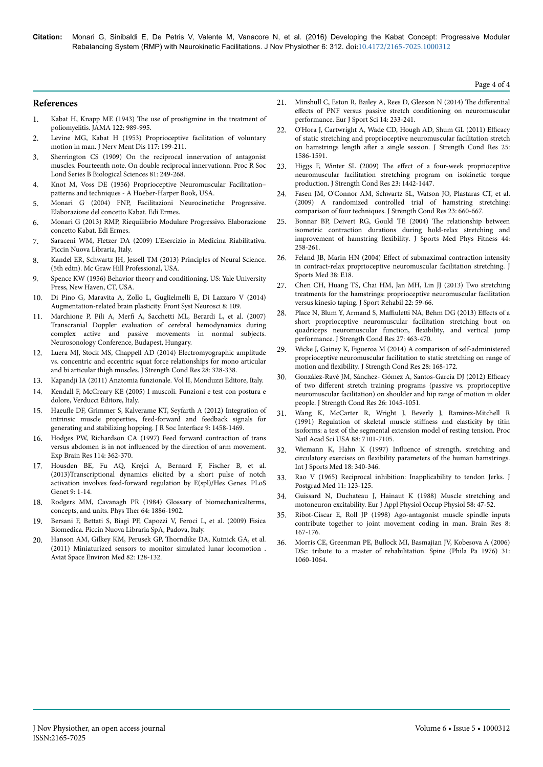## References

1. Kabat H, Knapp ME (1943) The use of prostigmine in the treatment of poliomyelitis. JAMA 122: 989-995.
2. Levine MG, Kabat H (1953) Proprioceptive facilitation of voluntary motion in man. J Nerv Ment Dis 117: 199-211.
3. Sherrington CS (1909) On the reciprocal innervation of antagonist muscles. Fourteenth note. On double reciprocal innervationn. Proc R Soc Lond Series B Biological Sciences 81: 249-268.
4. Knot M, Voss DE (1956) Proprioceptive Neuromuscular Facilitation– patterns and techniques - A Hoeber-Harper Book, USA.
5. Monari G (2004) FNP, Facilitazioni Neurocinetiche Progressive. Elaborazione del concetto Kabat. Edi Ermes.
6. Monari G (2013) RMP, Riequilibrio Modulare Progressivo. Elaborazione concetto Kabat. Edi Ermes.
7. Saraceni WM, Fletzer DA (2009) L'Esercizio in Medicina Riabilitativa. Piccin Nuova Libraria, Italy.
8. Kandel ER, Schwartz JH, Jessell TM (2013) Principles of Neural Science. (5th edtn). Mc Graw Hill Professional, USA.
9. Spence KW (1956) Behavior theory and conditioning. US: Yale University Press, New Haven, CT, USA.
10. Di Pino G, Maravita A, Zollo L, Guglielmelli E, Di Lazzaro V (2014) Augmentation-related brain plasticity. Front Syst Neurosci 8: 109.
11. Marchione P, Pili A, Merfi A, Sacchetti ML, Berardi L, et al. (2007) Transcranial Doppler evaluation of cerebral hemodynamics during complex active and passive movements in normal subjects. Neurosonology Conference, Budapest, Hungary.
12. Luera MJ, Stock MS, Chappell AD (2014) Electromyographic amplitude vs. concentric and eccentric squat force relationships for mono articular and bi articular thigh muscles. J Strength Cond Res 28: 328-338.
13. Kapandji IA (2011) Anatomia funzionale. Vol II, Monduzzi Editore, Italy.
14. Kendall F, McCreary KE (2005) I muscoli. Funzioni e test con postura e dolore, Verducci Editore, Italy.
15. Haeufle DF, Grimmer S, Kalverame KT, Seyfarth A (2012) Integration of intrinsic muscle properties, feed-forward and feedback signals for generating and stabilizing hopping. J R Soc Interface 9: 1458-1469.
16. Hodges PW, Richardson CA (1997) Feed forward contraction of trans versus abdomen is in not influenced by the direction of arm movement. Exp Brain Res 114: 362-370.
17. Housden BE, Fu AQ, Krejci A, Bernard F, Fischer B, et al. (2013)Transcriptional dynamics elicited by a short pulse of notch activation involves feed-forward regulation by E(spl)/Hes Genes. PLoS Genet 9: 1-14.
18. Rodgers MM, Cavanagh PR (1984) Glossary of biomechanicalterms, concepts, and units. Phys Ther 64: 1886-1902.
19. Bersani F, Bettati S, Biagi PF, Capozzi V, Feroci L, et al. (2009) Fisica Biomedica. Piccin Nuova Libraria SpA, Padova, Italy.
20. Hanson AM, Gilkey KM, Perusek GP, Thorndike DA, Kutnick GA, et al. (2011) Miniaturized sensors to monitor simulated lunar locomotion . Aviat Space Environ Med 82: 128-132.
21. Minshull C, Eston R, Bailey A, Rees D, Gleeson N (2014) The differential effects of PNF versus passive stretch conditioning on neuromuscular performance. Eur J Sport Sci 14: 233-241.
22. O'Hora J, Cartwright A, Wade CD, Hough AD, Shum GL (2011) Efficacy of static stretching and proprioceptive neuromuscular facilitation stretch on hamstrings length after a single session. J Strength Cond Res 25: 1586-1591.
23. Higgs F, Winter SL (2009) The effect of a four-week proprioceptive neuromuscular facilitation stretching program on isokinetic torque production. J Strength Cond Res 23: 1442-1447.
24. Fasen JM, O'Connor AM, Schwartz SL, Watson JO, Plastaras CT, et al. (2009) A randomized controlled trial of hamstring stretching: comparison of four techniques. J Strength Cond Res 23: 660-667.
25. Bonnar BP, Deivert RG, Gould TE (2004) The relationship between isometric contraction durations during hold-relax stretching and improvement of hamstring flexibility. J Sports Med Phys Fitness 44: 258-261.
26. Feland JB, Marin HN (2004) Effect of submaximal contraction intensity in contract-relax proprioceptive neuromuscular facilitation stretching. J Sports Med 38: E18.
27. Chen CH, Huang TS, Chai HM, Jan MH, Lin JJ (2013) Two stretching treatments for the hamstrings: proprioceptive neuromuscular facilitation versus kinesio taping. J Sport Rehabil 22: 59-66.
28. Place N, Blum Y, Armand S, Maffiuletti NA, Behm DG (2013) Effects of a short proprioceptive neuromuscular facilitation stretching bout on quadriceps neuromuscular function, flexibility, and vertical jump performance. J Strength Cond Res 27: 463-470.
29. Wicke J, Gainey K, Figueroa M (2014) A comparison of self-administered proprioceptive neuromuscular facilitation to static stretching on range of motion and flexibility. J Strength Cond Res 28: 168-172.
30. González-Ravé JM, Sánchez- Gómez A, Santos-García DJ (2012) Efficacy of two different stretch training programs (passive vs. proprioceptive neuromuscular facilitation) on shoulder and hip range of motion in older people. J Strength Cond Res 26: 1045-1051.
31. Wang K, McCarter R, Wright J, Beverly J, Ramirez-Mitchell R (1991) Regulation of skeletal muscle stiffness and elasticity by titin isoforms: a test of the segmental extension model of resting tension. Proc Natl Acad Sci USA 88: 7101-7105.
32. Wiemann K, Hahn K (1997) Influence of strength, stretching and circulatory exercises on flexibility parameters of the human hamstrings. Int J Sports Med 18: 340-346.
33. Rao V (1965) Reciprocal inhibition: Inapplicability to tendon Jerks. J Postgrad Med 11: 123-125.
34. Guissard N, Duchateau J, Hainaut K (1988) Muscle stretching and motoneuron excitability. Eur J Appl Physiol Occup Physiol 58: 47-52.
35. Ribot-Ciscar E, Roll JP (1998) Ago-antagonist muscle spindle inputs contribute together to joint movement coding in man. Brain Res 8: 167-176.
36. Morris CE, Greenman PE, Bullock MI, Basmajian JV, Kobesova A (2006) DSc: tribute to a master of rehabilitation. Spine (Phila Pa 1976) 31: 1060-1064.